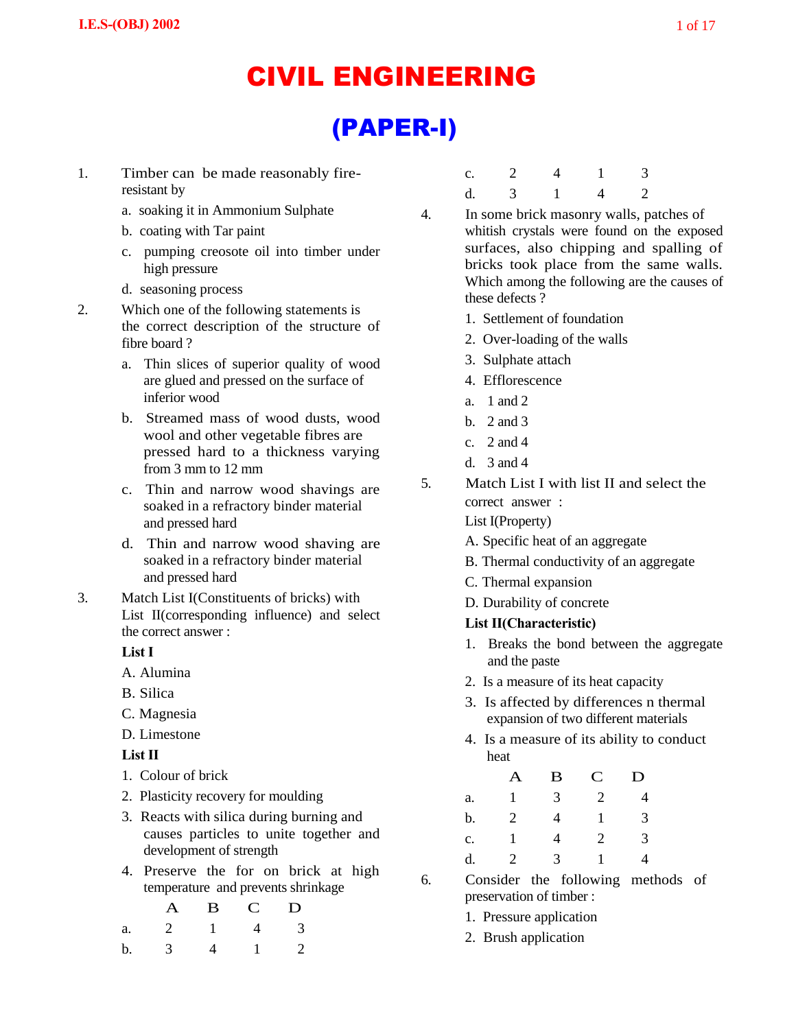# CIVIL ENGINEERING

## (PAPER-I)

1. Timber can be made reasonably fire-resistant by
   - a. soaking it in Ammonium Sulphate
   - b. coating with Tar paint
   - c. pumping creosote oil into timber under high pressure
   - d. seasoning process

2. Which one of the following statements is the correct description of the structure of fibre board ?
   - a. Thin slices of superior quality of wood are glued and pressed on the surface of inferior wood
   - b. Streamed mass of wood dusts, wood wool and other vegetable fibres are pressed hard to a thickness varying from 3 mm to 12 mm
   - c. Thin and narrow wood shavings are soaked in a refractory binder material and pressed hard
   - d. Thin and narrow wood shaving are soaked in a refractory binder material and pressed hard

3. Match List I(Constituents of bricks) with List II(corresponding influence) and select the correct answer :

   **List I**
   - A. Alumina
   - B. Silica
   - C. Magnesia
   - D. Limestone

   **List II**
   1. Colour of brick
   2. Plasticity recovery for moulding
   3. Reacts with silica during burning and causes particles to unite together and development of strength
   4. Preserve the for on brick at high temperature and prevents shrinkage

|  | A | B | C | D |
|---|---|---|---|---|
| a. | 2 | 1 | 4 | 3 |
| b. | 3 | 4 | 1 | 2 |
| c. | 2 | 4 | 1 | 3 |
| d. | 3 | 1 | 4 | 2 |

4. In some brick masonry walls, patches of whitish crystals were found on the exposed surfaces, also chipping and spalling of bricks took place from the same walls. Which among the following are the causes of these defects ?
   1. Settlement of foundation
   2. Over-loading of the walls
   3. Sulphate attach
   4. Efflorescence

   - a. 1 and 2
   - b. 2 and 3
   - c. 2 and 4
   - d. 3 and 4

5. Match List I with list II and select the correct answer :

   List I(Property)
   - A. Specific heat of an aggregate
   - B. Thermal conductivity of an aggregate
   - C. Thermal expansion
   - D. Durability of concrete

   **List II(Characteristic)**
   1. Breaks the bond between the aggregate and the paste
   2. Is a measure of its heat capacity
   3. Is affected by differences n thermal expansion of two different materials
   4. Is a measure of its ability to conduct heat

|  | A | B | C | D |
|---|---|---|---|---|
| a. | 1 | 3 | 2 | 4 |
| b. | 2 | 4 | 1 | 3 |
| c. | 1 | 4 | 2 | 3 |
| d. | 2 | 3 | 1 | 4 |

6. Consider the following methods of preservation of timber :
   1. Pressure application
   2. Brush application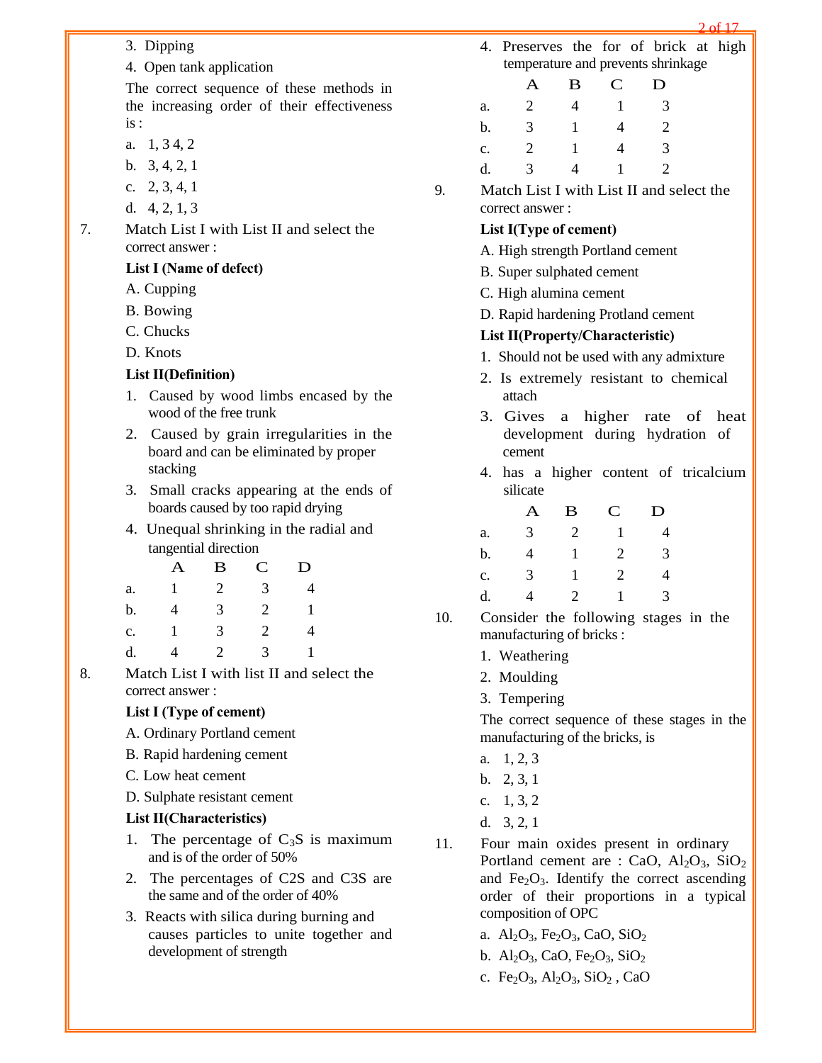3. Dipping
4. Open tank application

The correct sequence of these methods in the increasing order of their effectiveness is :

a. 1, 3 4, 2
b. 3, 4, 2, 1
c. 2, 3, 4, 1
d. 4, 2, 1, 3

7. Match List I with List II and select the correct answer :

**List I (Name of defect)**

A. Cupping
B. Bowing
C. Chucks
D. Knots

**List II(Definition)**

1. Caused by wood limbs encased by the wood of the free trunk
2. Caused by grain irregularities in the board and can be eliminated by proper stacking
3. Small cracks appearing at the ends of boards caused by too rapid drying
4. Unequal shrinking in the radial and tangential direction

| | A | B | C | D |
|---|---|---|---|---|
| a. | 1 | 2 | 3 | 4 |
| b. | 4 | 3 | 2 | 1 |
| c. | 1 | 3 | 2 | 4 |
| d. | 4 | 2 | 3 | 1 |

8. Match List I with list II and select the correct answer :

**List I (Type of cement)**

A. Ordinary Portland cement
B. Rapid hardening cement
C. Low heat cement
D. Sulphate resistant cement

**List II(Characteristics)**

1. The percentage of $C_3S$ is maximum and is of the order of 50%
2. The percentages of C2S and C3S are the same and of the order of 40%
3. Reacts with silica during burning and causes particles to unite together and development of strength
4. Preserves the for of brick at high temperature and prevents shrinkage

| | A | B | C | D |
|---|---|---|---|---|
| a. | 2 | 4 | 1 | 3 |
| b. | 3 | 1 | 4 | 2 |
| c. | 2 | 1 | 4 | 3 |
| d. | 3 | 4 | 1 | 2 |

9. Match List I with List II and select the correct answer :

**List I(Type of cement)**

A. High strength Portland cement
B. Super sulphated cement
C. High alumina cement
D. Rapid hardening Protland cement

**List II(Property/Characteristic)**

1. Should not be used with any admixture
2. Is extremely resistant to chemical attach
3. Gives a higher rate of heat development during hydration of cement
4. has a higher content of tricalcium silicate

| | A | B | C | D |
|---|---|---|---|---|
| a. | 3 | 2 | 1 | 4 |
| b. | 4 | 1 | 2 | 3 |
| c. | 3 | 1 | 2 | 4 |
| d. | 4 | 2 | 1 | 3 |

10. Consider the following stages in the manufacturing of bricks :

1. Weathering
2. Moulding
3. Tempering

The correct sequence of these stages in the manufacturing of the bricks, is

a. 1, 2, 3
b. 2, 3, 1
c. 1, 3, 2
d. 3, 2, 1

11. Four main oxides present in ordinary Portland cement are : CaO, $Al_2O_3$, $SiO_2$ and $Fe_2O_3$. Identify the correct ascending order of their proportions in a typical composition of OPC

a. $Al_2O_3$, $Fe_2O_3$, CaO, $SiO_2$
b. $Al_2O_3$, CaO, $Fe_2O_3$, $SiO_2$
c. $Fe_2O_3$, $Al_2O_3$, $SiO_2$ , CaO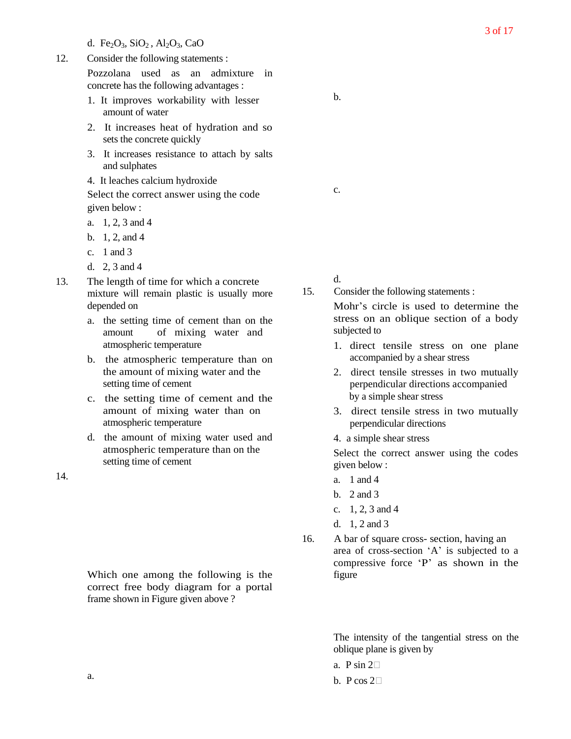d. $Fe_2O_3$, $SiO_2$ , $Al_2O_3$, CaO

12. Consider the following statements :

Pozzolana used as an admixture in concrete has the following advantages :

1. It improves workability with lesser amount of water
2. It increases heat of hydration and so sets the concrete quickly
3. It increases resistance to attach by salts and sulphates
4. It leaches calcium hydroxide

Select the correct answer using the code given below :

a. 1, 2, 3 and 4
b. 1, 2, and 4
c. 1 and 3
d. 2, 3 and 4

13. The length of time for which a concrete mixture will remain plastic is usually more depended on

a. the setting time of cement than on the amount of mixing water and atmospheric temperature
b. the atmospheric temperature than on the amount of mixing water and the setting time of cement
c. the setting time of cement and the amount of mixing water than on atmospheric temperature
d. the amount of mixing water used and atmospheric temperature than on the setting time of cement

14.

Which one among the following is the correct free body diagram for a portal frame shown in Figure given above ?

a.

b.

c.

d.

15. Consider the following statements :

Mohr's circle is used to determine the stress on an oblique section of a body subjected to

1. direct tensile stress on one plane accompanied by a shear stress
2. direct tensile stresses in two mutually perpendicular directions accompanied by a simple shear stress
3. direct tensile stress in two mutually perpendicular directions
4. a simple shear stress

Select the correct answer using the codes given below :

a. 1 and 4
b. 2 and 3
c. 1, 2, 3 and 4
d. 1, 2 and 3

16. A bar of square cross- section, having an area of cross-section 'A' is subjected to a compressive force 'P' as shown in the figure

The intensity of the tangential stress on the oblique plane is given by

a. P sin 2□
b. P cos 2□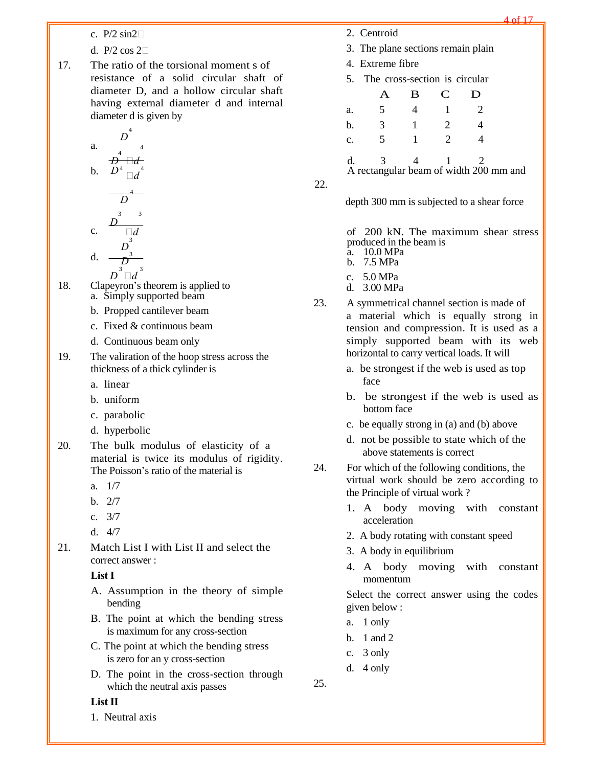c. P/2 sin2□

d. P/2 cos 2□

17. The ratio of the torsional moment s of resistance of a solid circular shaft of diameter D, and a hollow circular shaft having external diameter d and internal diameter d is given by

a. $\frac{D^4}{D^4 - d^4}$

b. $\frac{D^4 - d^4}{D^4}$

c. $\frac{D^3}{D^3 - d^3}$

d. $\frac{D^3 - d^3}{D^3}$

18. Clapeyron's theorem is applied to

a. Simply supported beam

b. Propped cantilever beam

c. Fixed & continuous beam

d. Continuous beam only

19. The valiration of the hoop stress across the thickness of a thick cylinder is

a. linear

b. uniform

c. parabolic

d. hyperbolic

20. The bulk modulus of elasticity of a material is twice its modulus of rigidity. The Poisson's ratio of the material is

a. 1/7

b. 2/7

c. 3/7

d. 4/7

21. Match List I with List II and select the correct answer :

**List I**

A. Assumption in the theory of simple bending

B. The point at which the bending stress is maximum for any cross-section

C. The point at which the bending stress is zero for an y cross-section

D. The point in the cross-section through which the neutral axis passes

**List II**

1. Neutral axis
2. Centroid
3. The plane sections remain plain
4. Extreme fibre
5. The cross-section is circular

| | A | B | C | D |
|---|---|---|---|---|
| a. | 5 | 4 | 1 | 2 |
| b. | 3 | 1 | 2 | 4 |
| c. | 5 | 1 | 2 | 4 |
| d. | 3 | 4 | 1 | 2 |

22. A rectangular beam of width 200 mm and depth 300 mm is subjected to a shear force of 200 kN. The maximum shear stress produced in the beam is

a. 10.0 MPa

b. 7.5 MPa

c. 5.0 MPa

d. 3.00 MPa

23. A symmetrical channel section is made of a material which is equally strong in tension and compression. It is used as a simply supported beam with its web horizontal to carry vertical loads. It will

a. be strongest if the web is used as top face

b. be strongest if the web is used as bottom face

c. be equally strong in (a) and (b) above

d. not be possible to state which of the above statements is correct

24. For which of the following conditions, the virtual work should be zero according to the Principle of virtual work ?

1. A body moving with constant acceleration
2. A body rotating with constant speed
3. A body in equilibrium
4. A body moving with constant momentum

Select the correct answer using the codes given below :

a. 1 only

b. 1 and 2

c. 3 only

d. 4 only

25.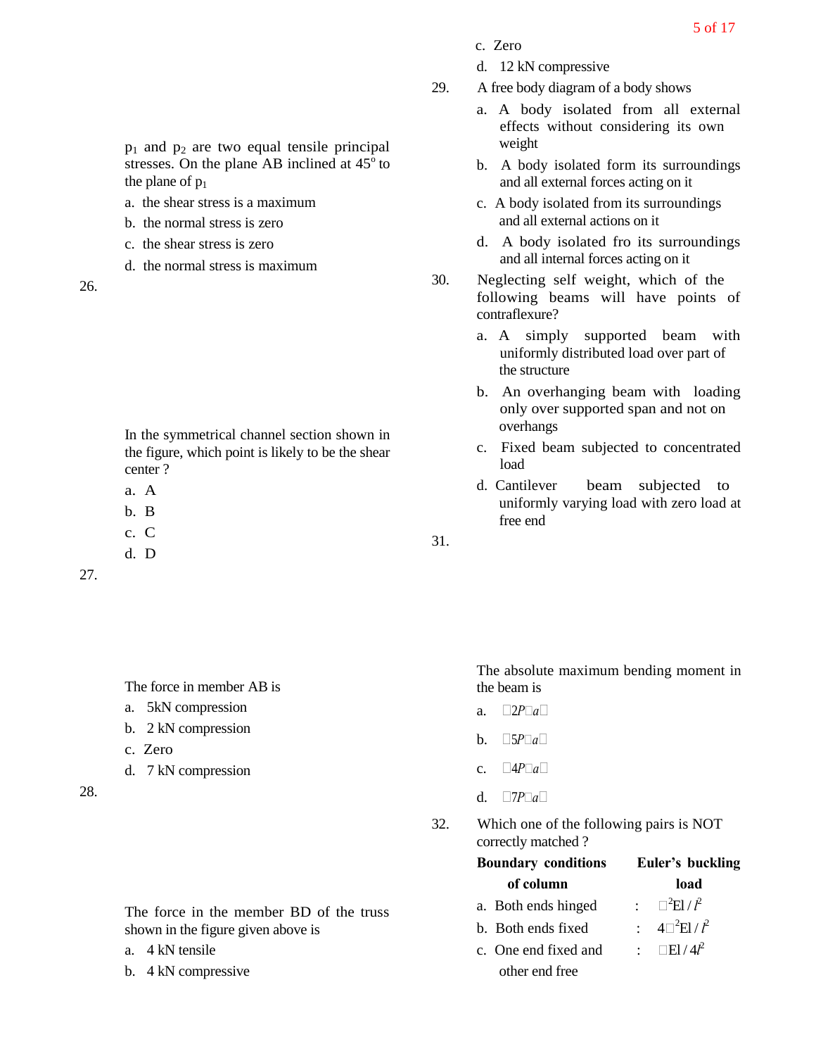p$_1$ and p$_2$ are two equal tensile principal stresses. On the plane AB inclined at 45$^o$ to the plane of p$_1$

a. the shear stress is a maximum

b. the normal stress is zero

c. the shear stress is zero

d. the normal stress is maximum

26.

In the symmetrical channel section shown in the figure, which point is likely to be the shear center ?

a. A

b. B

c. C

d. D

27.

The force in member AB is

a. 5kN compression

b. 2 kN compression

c. Zero

d. 7 kN compression

28.

The force in the member BD of the truss shown in the figure given above is

a. 4 kN tensile

b. 4 kN compressive

c. Zero

d. 12 kN compressive

29. A free body diagram of a body shows

a. A body isolated from all external effects without considering its own weight

b. A body isolated form its surroundings and all external forces acting on it

c. A body isolated from its surroundings and all external actions on it

d. A body isolated fro its surroundings and all internal forces acting on it

30. Neglecting self weight, which of the following beams will have points of contraflexure?

a. A simply supported beam with uniformly distributed load over part of the structure

b. An overhanging beam with loading only over supported span and not on overhangs

c. Fixed beam subjected to concentrated load

d. Cantilever beam subjected to uniformly varying load with zero load at free end

31.

The absolute maximum bending moment in the beam is

a. $2Pa$

b. $5Pa$

c. $4Pa$

d. $7Pa$

32. Which one of the following pairs is NOT correctly matched ?

| Boundary conditions of column | | Euler's buckling load |
|---|---|---|
| a. Both ends hinged | : | $\pi^2 EI / l^2$ |
| b. Both ends fixed | : | $4\pi^2 EI / l^2$ |
| c. One end fixed and other end free | : | $\pi EI / 4l^2$ |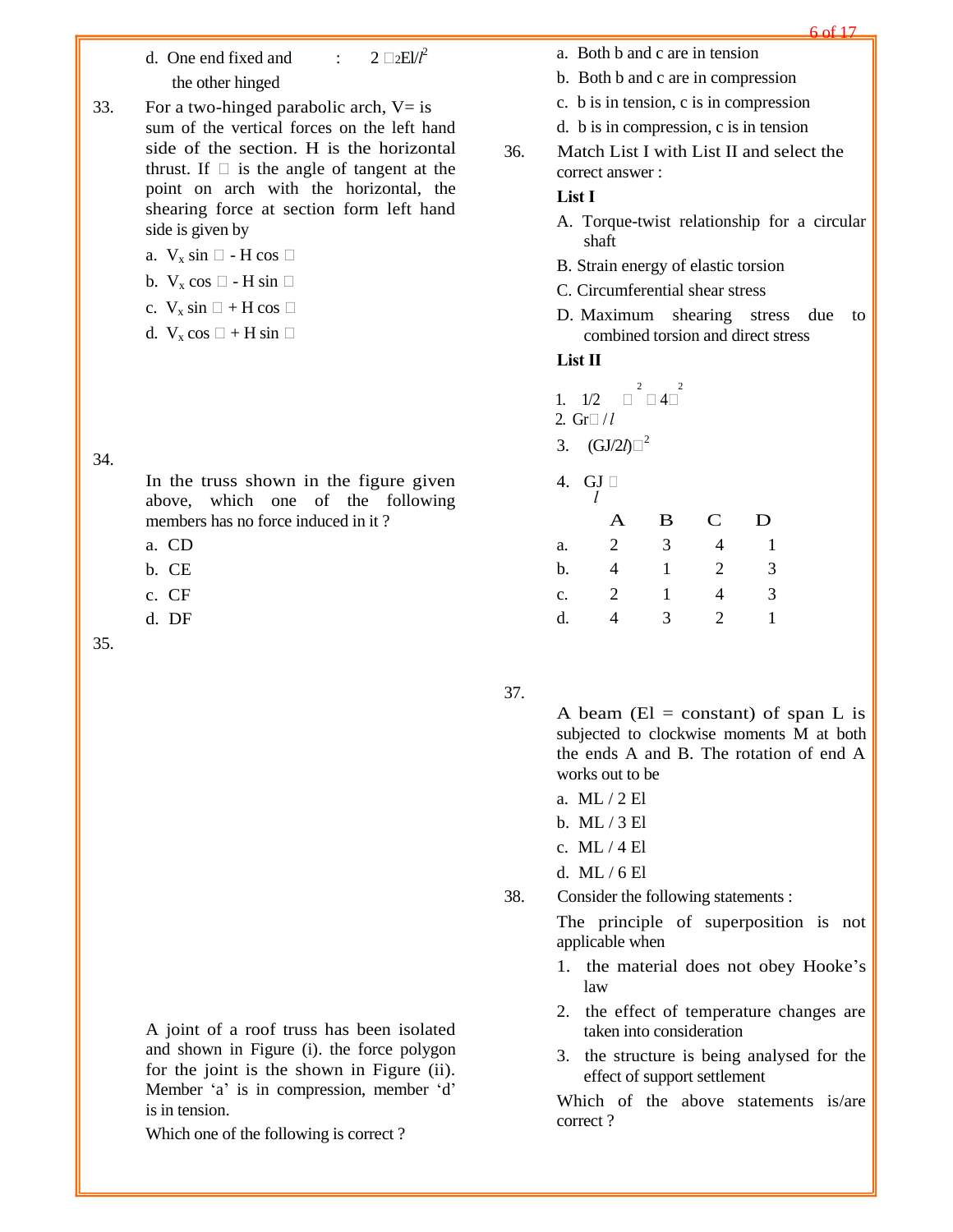d. One end fixed and the other hinged : $2\pi^2 EI/l^2$

33. For a two-hinged parabolic arch, V= is sum of the vertical forces on the left hand side of the section. H is the horizontal thrust. If □ is the angle of tangent at the point on arch with the horizontal, the shearing force at section form left hand side is given by

a. $V_x \sin \theta$ - H cos $\theta$

b. $V_x \cos \theta$ - H sin $\theta$

c. $V_x \sin \theta$ + H cos $\theta$

d. $V_x \cos \theta$ + H sin $\theta$

34. In the truss shown in the figure given above, which one of the following members has no force induced in it ?

a. CD

b. CE

c. CF

d. DF

35. A joint of a roof truss has been isolated and shown in Figure (i). the force polygon for the joint is the shown in Figure (ii). Member 'a' is in compression, member 'd' is in tension.

Which one of the following is correct ?

a. Both b and c are in tension

b. Both b and c are in compression

c. b is in tension, c is in compression

d. b is in compression, c is in tension

36. Match List I with List II and select the correct answer :

**List I**

A. Torque-twist relationship for a circular shaft

B. Strain energy of elastic torsion

C. Circumferential shear stress

D. Maximum shearing stress due to combined torsion and direct stress

**List II**

1. $1/2 \sqrt{\sigma^2 + 4\tau^2}$
2. $Gr\theta / l$
3. $(GJ/2l)\theta^2$
4. $\frac{GJ\theta}{l}$

| | A | B | C | D |
|---|---|---|---|---|
| a. | 2 | 3 | 4 | 1 |
| b. | 4 | 1 | 2 | 3 |
| c. | 2 | 1 | 4 | 3 |
| d. | 4 | 3 | 2 | 1 |

37. A beam (El = constant) of span L is subjected to clockwise moments M at both the ends A and B. The rotation of end A works out to be

a. ML / 2 El

b. ML / 3 El

c. ML / 4 El

d. ML / 6 El

38. Consider the following statements :

The principle of superposition is not applicable when

1. the material does not obey Hooke's law
2. the effect of temperature changes are taken into consideration
3. the structure is being analysed for the effect of support settlement

Which of the above statements is/are correct ?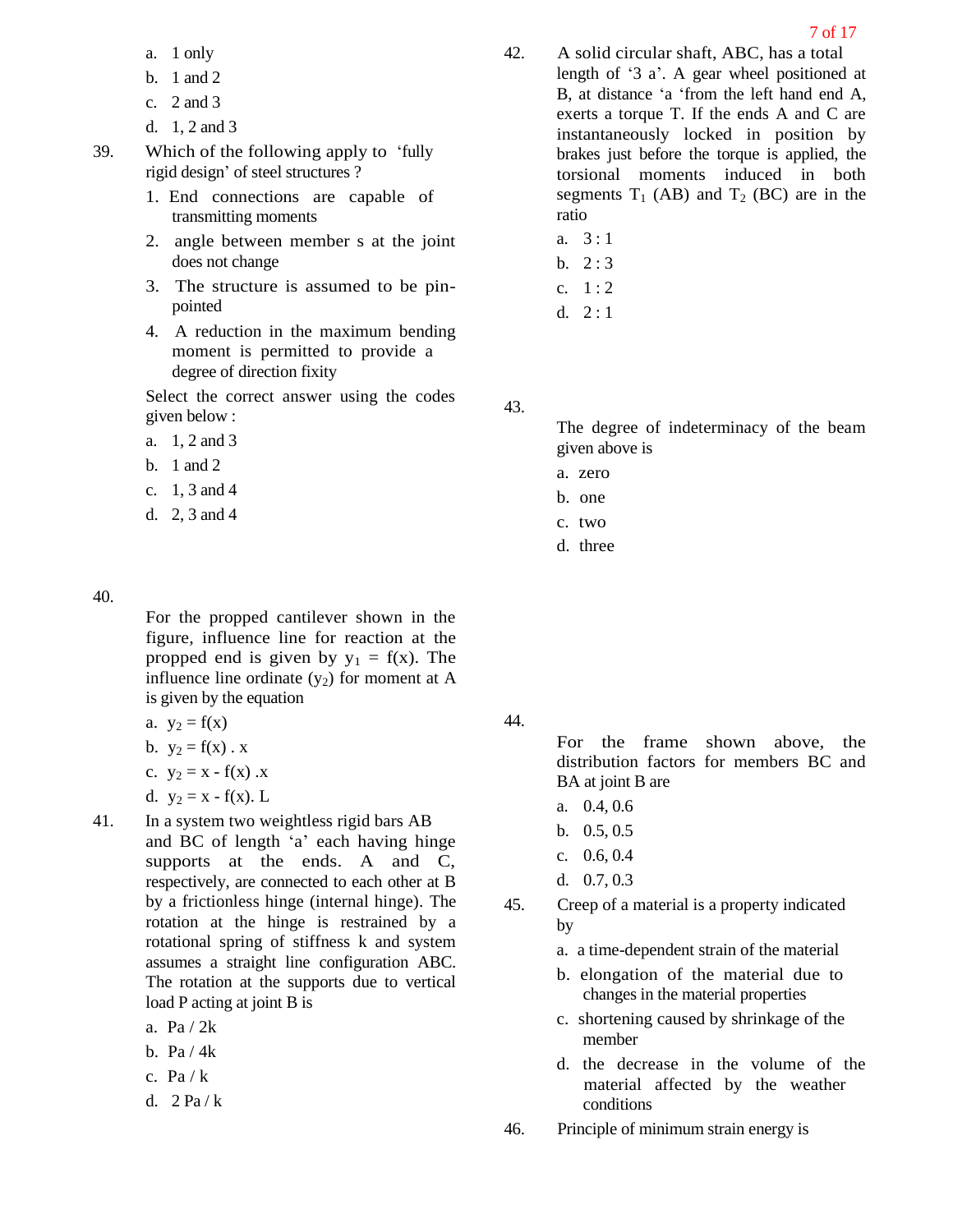a. 1 only

b. 1 and 2

c. 2 and 3

d. 1, 2 and 3

39. Which of the following apply to 'fully rigid design' of steel structures ?

1. End connections are capable of transmitting moments
2. angle between member s at the joint does not change
3. The structure is assumed to be pin-pointed
4. A reduction in the maximum bending moment is permitted to provide a degree of direction fixity

Select the correct answer using the codes given below :

a. 1, 2 and 3

b. 1 and 2

c. 1, 3 and 4

d. 2, 3 and 4

40.

For the propped cantilever shown in the figure, influence line for reaction at the propped end is given by $y_1 = f(x)$. The influence line ordinate ($y_2$) for moment at A is given by the equation

a. $y_2 = f(x)$

b. $y_2 = f(x) . x$

c. $y_2 = x - f(x) .x$

d. $y_2 = x - f(x). L$

41. In a system two weightless rigid bars AB and BC of length 'a' each having hinge supports at the ends. A and C, respectively, are connected to each other at B by a frictionless hinge (internal hinge). The rotation at the hinge is restrained by a rotational spring of stiffness k and system assumes a straight line configuration ABC. The rotation at the supports due to vertical load P acting at joint B is

a. Pa / 2k

b. Pa / 4k

c. Pa / k

d. 2 Pa / k

42. A solid circular shaft, ABC, has a total length of '3 a'. A gear wheel positioned at B, at distance 'a 'from the left hand end A, exerts a torque T. If the ends A and C are instantaneously locked in position by brakes just before the torque is applied, the torsional moments induced in both segments $T_1$ (AB) and $T_2$ (BC) are in the ratio

a. 3 : 1

b. 2 : 3

c. 1 : 2

d. 2 : 1

43.

The degree of indeterminacy of the beam given above is

a. zero

b. one

c. two

d. three

44.

For the frame shown above, the distribution factors for members BC and BA at joint B are

a. 0.4, 0.6

b. 0.5, 0.5

c. 0.6, 0.4

d. 0.7, 0.3

45. Creep of a material is a property indicated by

a. a time-dependent strain of the material

b. elongation of the material due to changes in the material properties

c. shortening caused by shrinkage of the member

d. the decrease in the volume of the material affected by the weather conditions

46. Principle of minimum strain energy is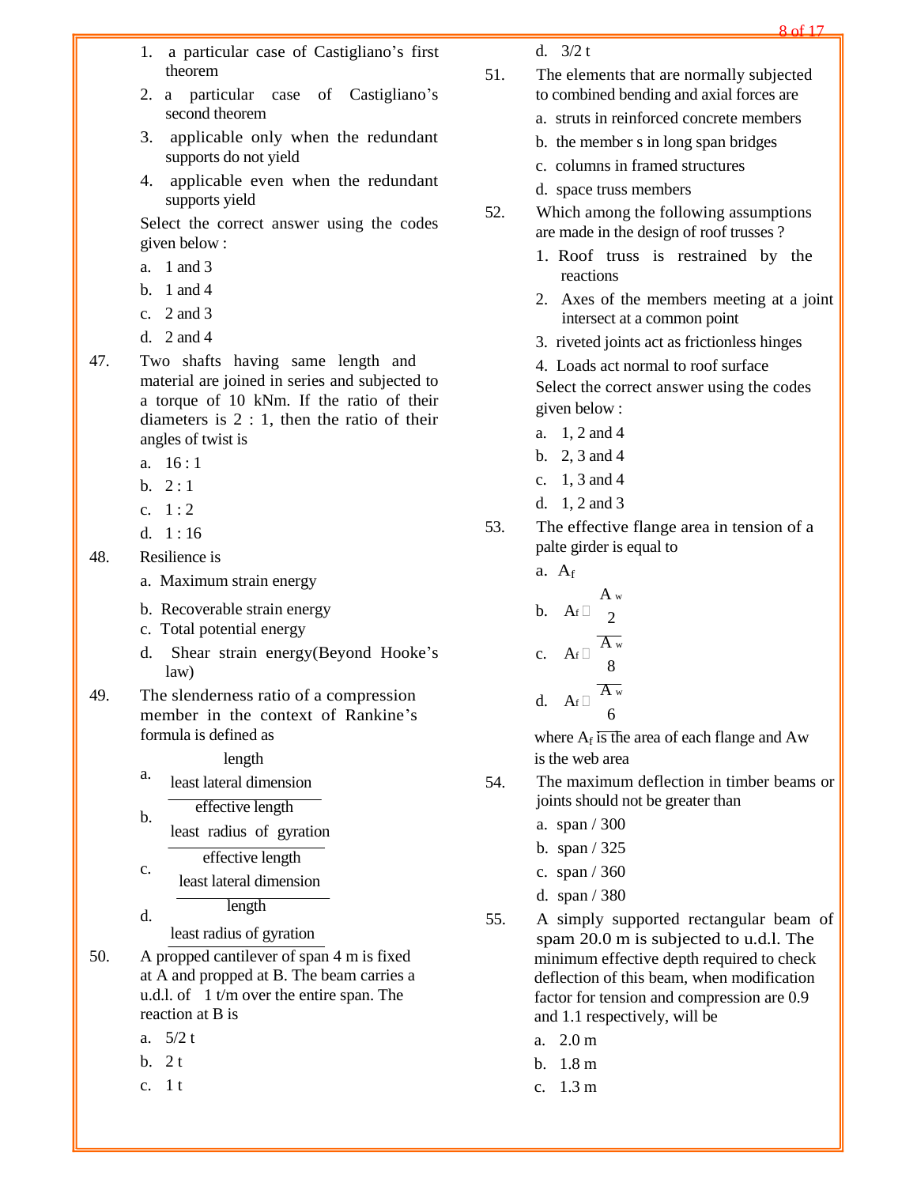1. a particular case of Castigliano's first theorem
2. a particular case of Castigliano's second theorem
3. applicable only when the redundant supports do not yield
4. applicable even when the redundant supports yield

Select the correct answer using the codes given below :

a. 1 and 3
b. 1 and 4
c. 2 and 3
d. 2 and 4

47. Two shafts having same length and material are joined in series and subjected to a torque of 10 kNm. If the ratio of their diameters is 2 : 1, then the ratio of their angles of twist is

a. 16 : 1
b. 2 : 1
c. 1 : 2
d. 1 : 16

48. Resilience is

a. Maximum strain energy
b. Recoverable strain energy
c. Total potential energy
d. Shear strain energy(Beyond Hooke's law)

49. The slenderness ratio of a compression member in the context of Rankine's formula is defined as

a. $\dfrac{\text{length}}{\text{least lateral dimension}}$
b. $\dfrac{\text{effective length}}{\text{least radius of gyration}}$
c. $\dfrac{\text{effective length}}{\text{least lateral dimension}}$
d. $\dfrac{\text{length}}{\text{least radius of gyration}}$

50. A propped cantilever of span 4 m is fixed at A and propped at B. The beam carries a u.d.l. of 1 t/m over the entire span. The reaction at B is

a. 5/2 t
b. 2 t
c. 1 t
d. 3/2 t

51. The elements that are normally subjected to combined bending and axial forces are

a. struts in reinforced concrete members
b. the member s in long span bridges
c. columns in framed structures
d. space truss members

52. Which among the following assumptions are made in the design of roof trusses ?

1. Roof truss is restrained by the reactions
2. Axes of the members meeting at a joint intersect at a common point
3. riveted joints act as frictionless hinges
4. Loads act normal to roof surface

Select the correct answer using the codes given below :

a. 1, 2 and 4
b. 2, 3 and 4
c. 1, 3 and 4
d. 1, 2 and 3

53. The effective flange area in tension of a palte girder is equal to

a. $A_f$
b. $A_f + \dfrac{A_w}{2}$
c. $A_f + \dfrac{A_w}{8}$
d. $A_f + \dfrac{A_w}{6}$

where $A_f$ is the area of each flange and Aw is the web area

54. The maximum deflection in timber beams or joints should not be greater than

a. span / 300
b. span / 325
c. span / 360
d. span / 380

55. A simply supported rectangular beam of spam 20.0 m is subjected to u.d.l. The minimum effective depth required to check deflection of this beam, when modification factor for tension and compression are 0.9 and 1.1 respectively, will be

a. 2.0 m
b. 1.8 m
c. 1.3 m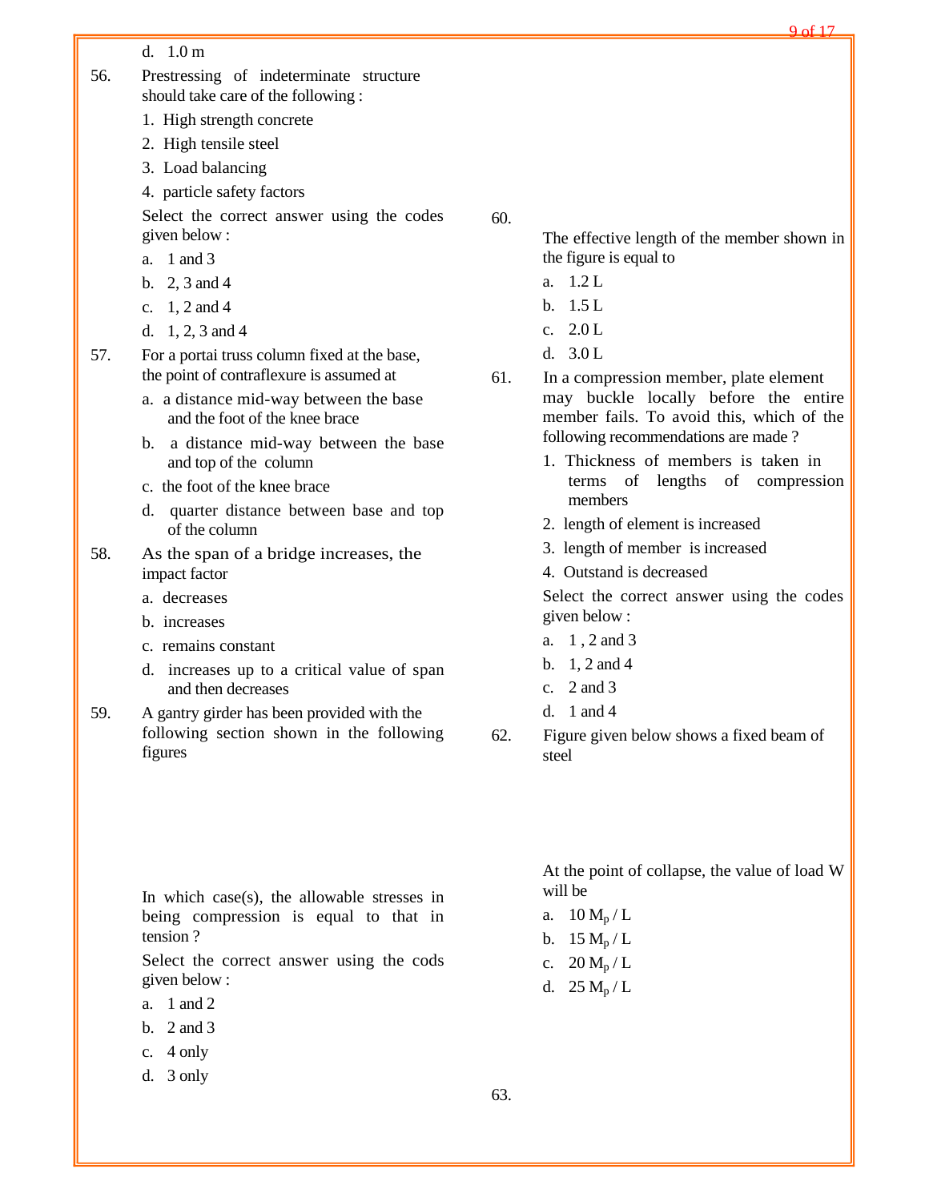d. 1.0 m

56. Prestressing of indeterminate structure should take care of the following :

1. High strength concrete
2. High tensile steel
3. Load balancing
4. particle safety factors

Select the correct answer using the codes given below :

a. 1 and 3
b. 2, 3 and 4
c. 1, 2 and 4
d. 1, 2, 3 and 4

57. For a portai truss column fixed at the base, the point of contraflexure is assumed at

a. a distance mid-way between the base and the foot of the knee brace
b. a distance mid-way between the base and top of the column
c. the foot of the knee brace
d. quarter distance between base and top of the column

58. As the span of a bridge increases, the impact factor

a. decreases
b. increases
c. remains constant
d. increases up to a critical value of span and then decreases

59. A gantry girder has been provided with the following section shown in the following figures

In which case(s), the allowable stresses in being compression is equal to that in tension ?

Select the correct answer using the cods given below :

a. 1 and 2
b. 2 and 3
c. 4 only
d. 3 only

60.

The effective length of the member shown in the figure is equal to

a. 1.2 L
b. 1.5 L
c. 2.0 L
d. 3.0 L

61. In a compression member, plate element may buckle locally before the entire member fails. To avoid this, which of the following recommendations are made ?

1. Thickness of members is taken in terms of lengths of compression members
2. length of element is increased
3. length of member is increased
4. Outstand is decreased

Select the correct answer using the codes given below :

a. 1 , 2 and 3
b. 1, 2 and 4
c. 2 and 3
d. 1 and 4

62. Figure given below shows a fixed beam of steel

At the point of collapse, the value of load W will be

a. 10 $M_p / L$
b. 15 $M_p / L$
c. 20 $M_p / L$
d. 25 $M_p / L$

63.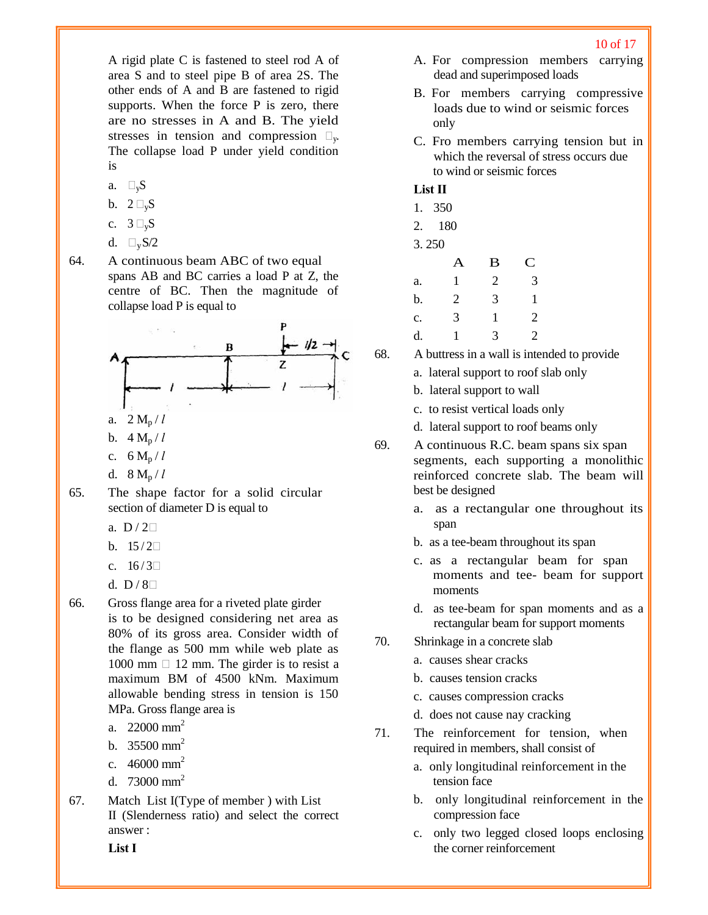A rigid plate C is fastened to steel rod A of area S and to steel pipe B of area 2S. The other ends of A and B are fastened to rigid supports. When the force P is zero, there are no stresses in A and B. The yield stresses in tension and compression $\sigma_y$. The collapse load P under yield condition is

a. $\sigma_y S$

b. $2\sigma_y S$

c. $3\sigma_y S$

d. $\sigma_y S/2$

64. A continuous beam ABC of two equal spans AB and BC carries a load P at Z, the centre of BC. Then the magnitude of collapse load P is equal to

a. $2 M_p / l$

b. $4 M_p / l$

c. $6 M_p / l$

d. $8 M_p / l$

65. The shape factor for a solid circular section of diameter D is equal to

a. $D / 2\pi$

b. $15 / 2\pi$

c. $16 / 3\pi$

d. $D / 8\pi$

66. Gross flange area for a riveted plate girder is to be designed considering net area as 80% of its gross area. Consider width of the flange as 500 mm while web plate as 1000 mm × 12 mm. The girder is to resist a maximum BM of 4500 kNm. Maximum allowable bending stress in tension is 150 MPa. Gross flange area is

a. 22000 $mm^2$

b. 35500 $mm^2$

c. 46000 $mm^2$

d. 73000 $mm^2$

67. Match List I(Type of member ) with List II (Slenderness ratio) and select the correct answer :

**List I**

A. For compression members carrying dead and superimposed loads

B. For members carrying compressive loads due to wind or seismic forces only

C. Fro members carrying tension but in which the reversal of stress occurs due to wind or seismic forces

**List II**

1. 350
2. 180
3. 250

| | A | B | C |
|---|---|---|---|
| a. | 1 | 2 | 3 |
| b. | 2 | 3 | 1 |
| c. | 3 | 1 | 2 |
| d. | 1 | 3 | 2 |

68. A buttress in a wall is intended to provide

a. lateral support to roof slab only

b. lateral support to wall

c. to resist vertical loads only

d. lateral support to roof beams only

69. A continuous R.C. beam spans six span segments, each supporting a monolithic reinforced concrete slab. The beam will best be designed

a. as a rectangular one throughout its span

b. as a tee-beam throughout its span

c. as a rectangular beam for span moments and tee- beam for support moments

d. as tee-beam for span moments and as a rectangular beam for support moments

70. Shrinkage in a concrete slab

a. causes shear cracks

b. causes tension cracks

c. causes compression cracks

d. does not cause nay cracking

71. The reinforcement for tension, when required in members, shall consist of

a. only longitudinal reinforcement in the tension face

b. only longitudinal reinforcement in the compression face

c. only two legged closed loops enclosing the corner reinforcement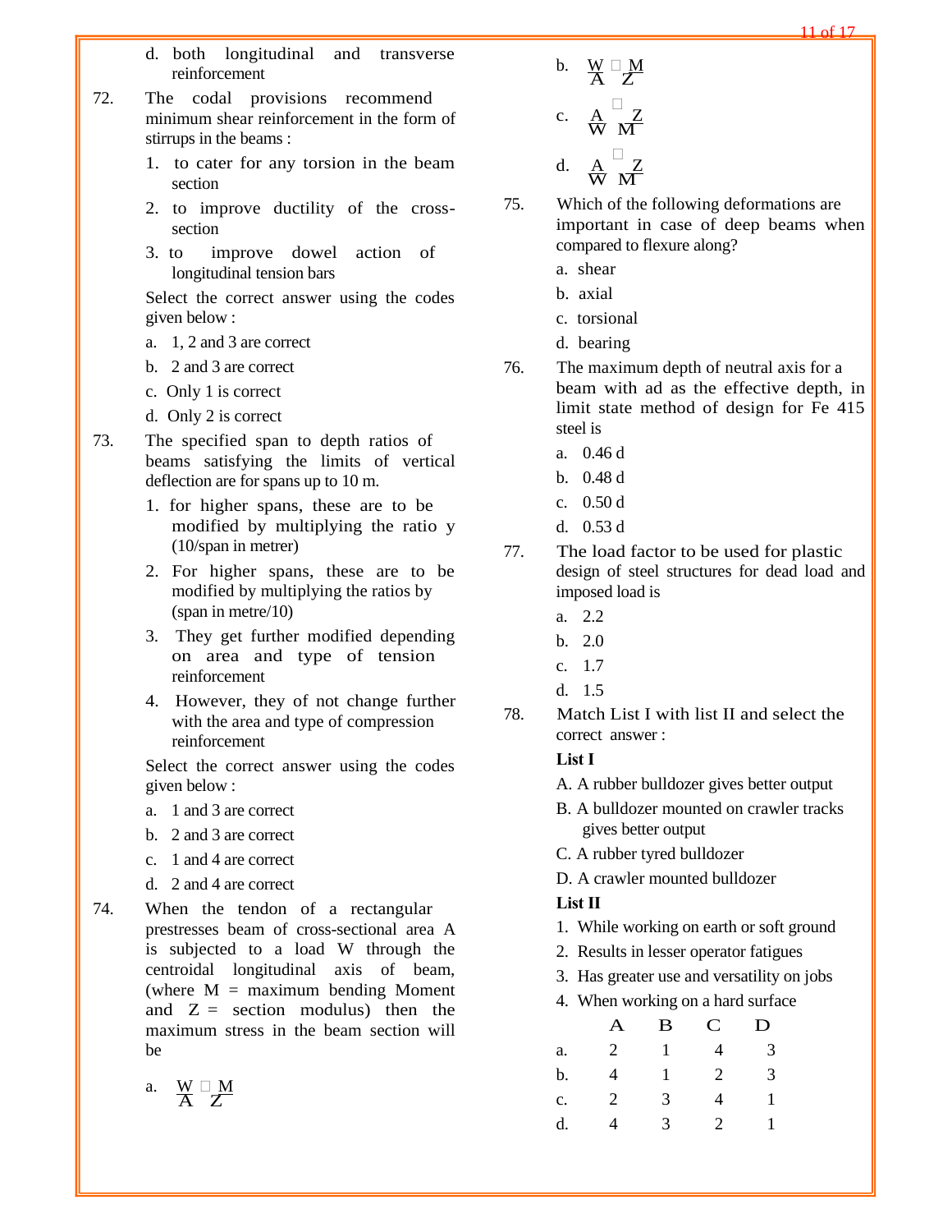d. both longitudinal and transverse reinforcement

72. The codal provisions recommend minimum shear reinforcement in the form of stirrups in the beams :

1. to cater for any torsion in the beam section
2. to improve ductility of the cross-section
3. to improve dowel action of longitudinal tension bars

Select the correct answer using the codes given below :

a. 1, 2 and 3 are correct
b. 2 and 3 are correct
c. Only 1 is correct
d. Only 2 is correct

73. The specified span to depth ratios of beams satisfying the limits of vertical deflection are for spans up to 10 m.

1. for higher spans, these are to be modified by multiplying the ratio y (10/span in metrer)
2. For higher spans, these are to be modified by multiplying the ratios by (span in metre/10)
3. They get further modified depending on area and type of tension reinforcement
4. However, they of not change further with the area and type of compression reinforcement

Select the correct answer using the codes given below :

a. 1 and 3 are correct
b. 2 and 3 are correct
c. 1 and 4 are correct
d. 2 and 4 are correct

74. When the tendon of a rectangular prestresses beam of cross-sectional area A is subjected to a load W through the centroidal longitudinal axis of beam, (where M = maximum bending Moment and Z = section modulus) then the maximum stress in the beam section will be

a. $\frac{W}{A} \square \frac{M}{Z}$

b. $\frac{W}{A} \square \frac{M}{Z}$

c. $\frac{A}{W} \square \frac{Z}{M}$

d. $\frac{A}{W} \square \frac{Z}{M}$

75. Which of the following deformations are important in case of deep beams when compared to flexure along?

a. shear
b. axial
c. torsional
d. bearing

76. The maximum depth of neutral axis for a beam with ad as the effective depth, in limit state method of design for Fe 415 steel is

a. 0.46 d
b. 0.48 d
c. 0.50 d
d. 0.53 d

77. The load factor to be used for plastic design of steel structures for dead load and imposed load is

a. 2.2
b. 2.0
c. 1.7
d. 1.5

78. Match List I with list II and select the correct answer :

**List I**

A. A rubber bulldozer gives better output
B. A bulldozer mounted on crawler tracks gives better output
C. A rubber tyred bulldozer
D. A crawler mounted bulldozer

**List II**

1. While working on earth or soft ground
2. Results in lesser operator fatigues
3. Has greater use and versatility on jobs
4. When working on a hard surface

| | A | B | C | D |
|---|---|---|---|---|
| a. | 2 | 1 | 4 | 3 |
| b. | 4 | 1 | 2 | 3 |
| c. | 2 | 3 | 4 | 1 |
| d. | 4 | 3 | 2 | 1 |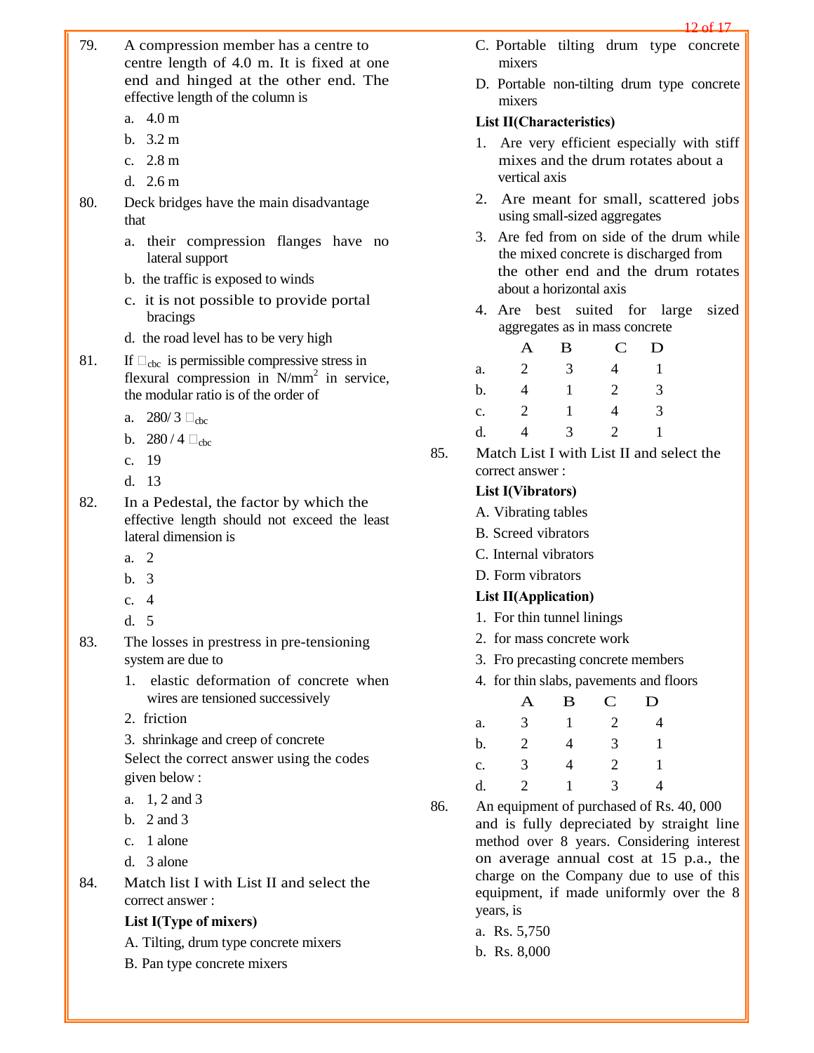79. A compression member has a centre to centre length of 4.0 m. It is fixed at one end and hinged at the other end. The effective length of the column is

a. 4.0 m
b. 3.2 m
c. 2.8 m
d. 2.6 m

80. Deck bridges have the main disadvantage that

a. their compression flanges have no lateral support
b. the traffic is exposed to winds
c. it is not possible to provide portal bracings
d. the road level has to be very high

81. If $\square_{cbc}$ is permissible compressive stress in flexural compression in N/mm$^2$ in service, the modular ratio is of the order of

a. $280/3 \square_{cbc}$
b. $280/4 \square_{cbc}$
c. 19
d. 13

82. In a Pedestal, the factor by which the effective length should not exceed the least lateral dimension is

a. 2
b. 3
c. 4
d. 5

83. The losses in prestress in pre-tensioning system are due to

1. elastic deformation of concrete when wires are tensioned successively
2. friction
3. shrinkage and creep of concrete

Select the correct answer using the codes given below :

a. 1, 2 and 3
b. 2 and 3
c. 1 alone
d. 3 alone

84. Match list I with List II and select the correct answer :

**List I(Type of mixers)**

A. Tilting, drum type concrete mixers
B. Pan type concrete mixers
C. Portable tilting drum type concrete mixers
D. Portable non-tilting drum type concrete mixers

**List II(Characteristics)**

1. Are very efficient especially with stiff mixes and the drum rotates about a vertical axis
2. Are meant for small, scattered jobs using small-sized aggregates
3. Are fed from on side of the drum while the mixed concrete is discharged from the other end and the drum rotates about a horizontal axis
4. Are best suited for large sized aggregates as in mass concrete

| | A | B | C | D |
|---|---|---|---|---|
| a. | 2 | 3 | 4 | 1 |
| b. | 4 | 1 | 2 | 3 |
| c. | 2 | 1 | 4 | 3 |
| d. | 4 | 3 | 2 | 1 |

85. Match List I with List II and select the correct answer :

**List I(Vibrators)**

A. Vibrating tables
B. Screed vibrators
C. Internal vibrators
D. Form vibrators

**List II(Application)**

1. For thin tunnel linings
2. for mass concrete work
3. Fro precasting concrete members
4. for thin slabs, pavements and floors

| | A | B | C | D |
|---|---|---|---|---|
| a. | 3 | 1 | 2 | 4 |
| b. | 2 | 4 | 3 | 1 |
| c. | 3 | 4 | 2 | 1 |
| d. | 2 | 1 | 3 | 4 |

86. An equipment of purchased of Rs. 40, 000 and is fully depreciated by straight line method over 8 years. Considering interest on average annual cost at 15 p.a., the charge on the Company due to use of this equipment, if made uniformly over the 8 years, is

a. Rs. 5,750
b. Rs. 8,000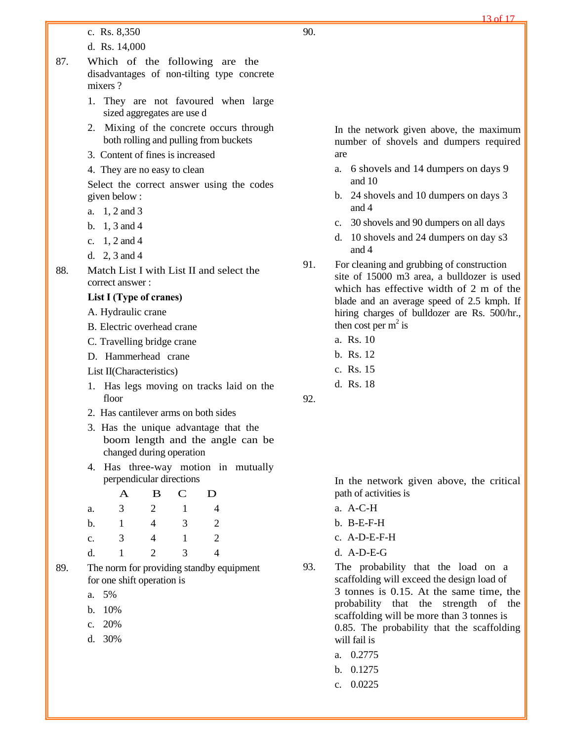c. Rs. 8,350

d. Rs. 14,000

87. Which of the following are the disadvantages of non-tilting type concrete mixers ?

1. They are not favoured when large sized aggregates are use d
2. Mixing of the concrete occurs through both rolling and pulling from buckets
3. Content of fines is increased
4. They are no easy to clean

Select the correct answer using the codes given below :

a. 1, 2 and 3

b. 1, 3 and 4

c. 1, 2 and 4

d. 2, 3 and 4

88. Match List I with List II and select the correct answer :

**List I (Type of cranes)**

A. Hydraulic crane

B. Electric overhead crane

C. Travelling bridge crane

D. Hammerhead crane

List II(Characteristics)

1. Has legs moving on tracks laid on the floor
2. Has cantilever arms on both sides
3. Has the unique advantage that the boom length and the angle can be changed during operation
4. Has three-way motion in mutually perpendicular directions

|  | A | B | C | D |
|---|---|---|---|---|
| a. | 3 | 2 | 1 | 4 |
| b. | 1 | 4 | 3 | 2 |
| c. | 3 | 4 | 1 | 2 |
| d. | 1 | 2 | 3 | 4 |

89. The norm for providing standby equipment for one shift operation is

a. 5%

b. 10%

c. 20%

d. 30%

90.

In the network given above, the maximum number of shovels and dumpers required are

a. 6 shovels and 14 dumpers on days 9 and 10

b. 24 shovels and 10 dumpers on days 3 and 4

c. 30 shovels and 90 dumpers on all days

d. 10 shovels and 24 dumpers on day s3 and 4

91. For cleaning and grubbing of construction site of 15000 m3 area, a bulldozer is used which has effective width of 2 m of the blade and an average speed of 2.5 kmph. If hiring charges of bulldozer are Rs. 500/hr., then cost per $m^2$ is

a. Rs. 10

b. Rs. 12

c. Rs. 15

d. Rs. 18

92.

In the network given above, the critical path of activities is

a. A-C-H

b. B-E-F-H

c. A-D-E-F-H

d. A-D-E-G

93. The probability that the load on a scaffolding will exceed the design load of 3 tonnes is 0.15. At the same time, the probability that the strength of the scaffolding will be more than 3 tonnes is 0.85. The probability that the scaffolding will fail is

a. 0.2775

b. 0.1275

c. 0.0225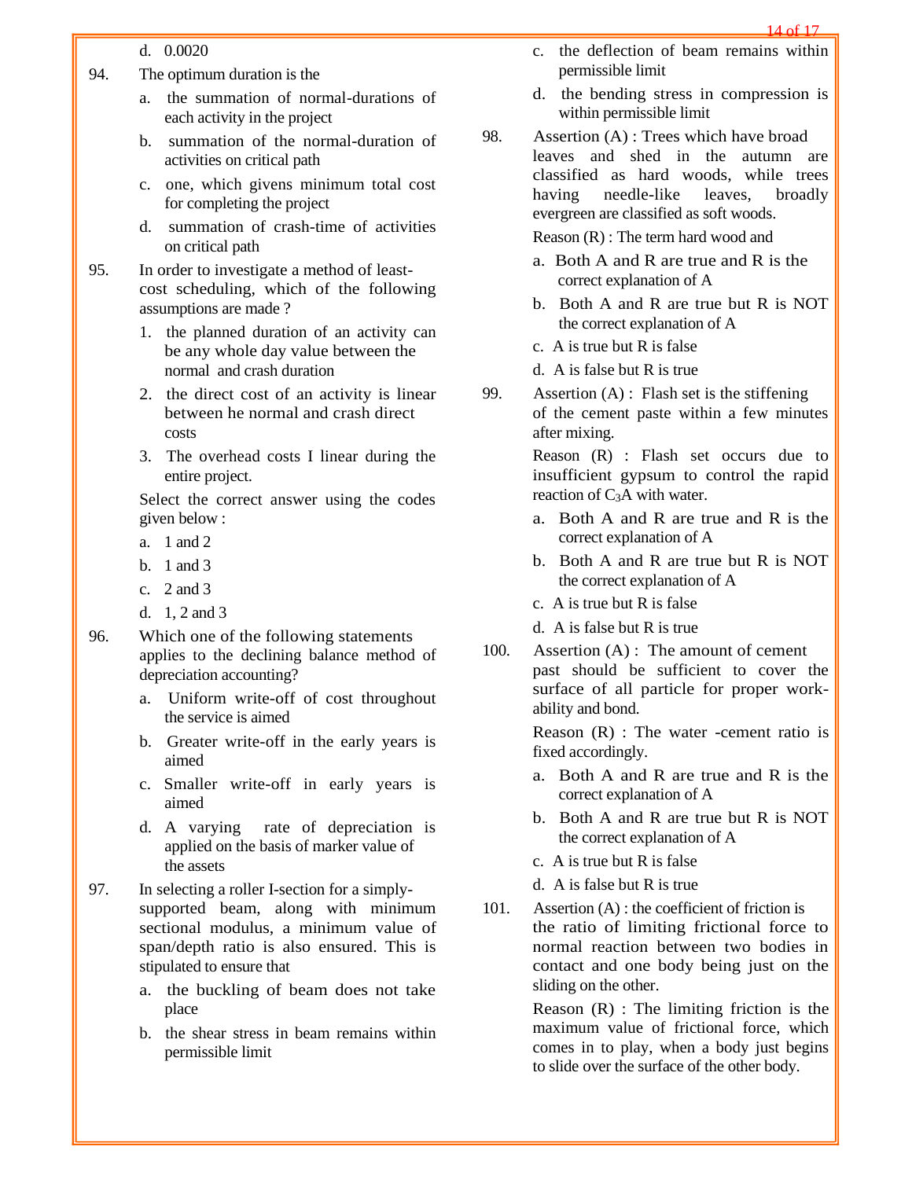d. 0.0020

94. The optimum duration is the

a. the summation of normal-durations of each activity in the project

b. summation of the normal-duration of activities on critical path

c. one, which givens minimum total cost for completing the project

d. summation of crash-time of activities on critical path

95. In order to investigate a method of least-cost scheduling, which of the following assumptions are made ?

1. the planned duration of an activity can be any whole day value between the normal and crash duration

2. the direct cost of an activity is linear between he normal and crash direct costs

3. The overhead costs I linear during the entire project.

Select the correct answer using the codes given below :

a. 1 and 2

b. 1 and 3

c. 2 and 3

d. 1, 2 and 3

96. Which one of the following statements applies to the declining balance method of depreciation accounting?

a. Uniform write-off of cost throughout the service is aimed

b. Greater write-off in the early years is aimed

c. Smaller write-off in early years is aimed

d. A varying rate of depreciation is applied on the basis of marker value of the assets

97. In selecting a roller I-section for a simply-supported beam, along with minimum sectional modulus, a minimum value of span/depth ratio is also ensured. This is stipulated to ensure that

a. the buckling of beam does not take place

b. the shear stress in beam remains within permissible limit

c. the deflection of beam remains within permissible limit

d. the bending stress in compression is within permissible limit

98. Assertion (A) : Trees which have broad leaves and shed in the autumn are classified as hard woods, while trees having needle-like leaves, broadly evergreen are classified as soft woods.

Reason (R) : The term hard wood and

a. Both A and R are true and R is the correct explanation of A

b. Both A and R are true but R is NOT the correct explanation of A

c. A is true but R is false

d. A is false but R is true

99. Assertion (A) : Flash set is the stiffening of the cement paste within a few minutes after mixing.

Reason (R) : Flash set occurs due to insufficient gypsum to control the rapid reaction of $C_3A$ with water.

a. Both A and R are true and R is the correct explanation of A

b. Both A and R are true but R is NOT the correct explanation of A

c. A is true but R is false

d. A is false but R is true

100. Assertion (A) : The amount of cement past should be sufficient to cover the surface of all particle for proper work-ability and bond.

Reason (R) : The water -cement ratio is fixed accordingly.

a. Both A and R are true and R is the correct explanation of A

b. Both A and R are true but R is NOT the correct explanation of A

c. A is true but R is false

d. A is false but R is true

101. Assertion (A) : the coefficient of friction is the ratio of limiting frictional force to normal reaction between two bodies in contact and one body being just on the sliding on the other.

Reason (R) : The limiting friction is the maximum value of frictional force, which comes in to play, when a body just begins to slide over the surface of the other body.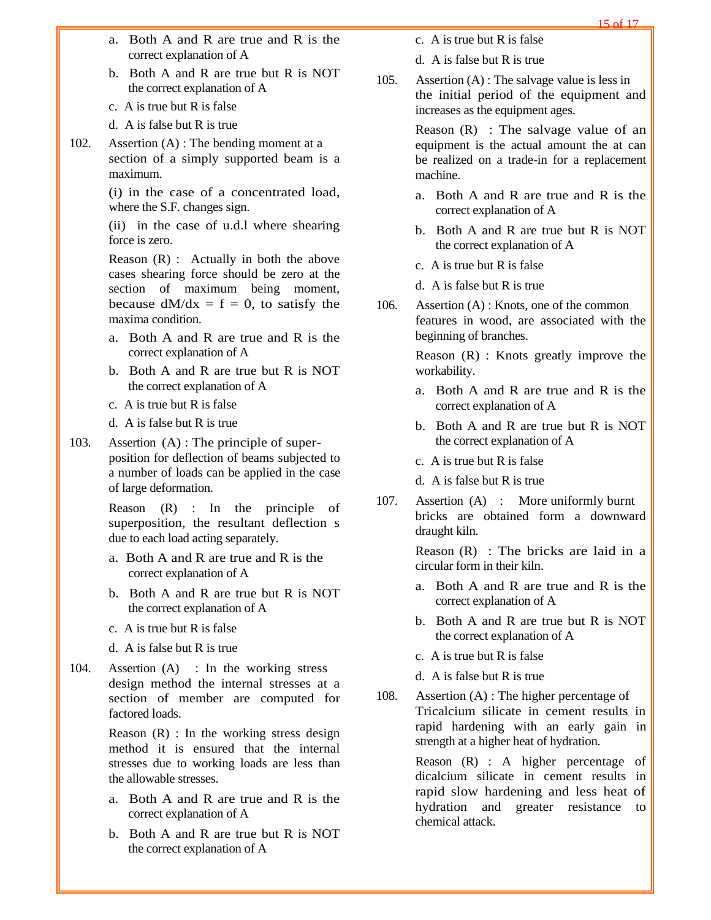a. Both A and R are true and R is the correct explanation of A

b. Both A and R are true but R is NOT the correct explanation of A

c. A is true but R is false

d. A is false but R is true

102. Assertion (A) : The bending moment at a section of a simply supported beam is a maximum.

(i) in the case of a concentrated load, where the S.F. changes sign.

(ii) in the case of u.d.l where shearing force is zero.

Reason (R) : Actually in both the above cases shearing force should be zero at the section of maximum being moment, because $dM/dx = f = 0$, to satisfy the maxima condition.

a. Both A and R are true and R is the correct explanation of A

b. Both A and R are true but R is NOT the correct explanation of A

c. A is true but R is false

d. A is false but R is true

103. Assertion (A) : The principle of super-position for deflection of beams subjected to a number of loads can be applied in the case of large deformation.

Reason (R) : In the principle of superposition, the resultant deflection s due to each load acting separately.

a. Both A and R are true and R is the correct explanation of A

b. Both A and R are true but R is NOT the correct explanation of A

c. A is true but R is false

d. A is false but R is true

104. Assertion (A) : In the working stress design method the internal stresses at a section of member are computed for factored loads.

Reason (R) : In the working stress design method it is ensured that the internal stresses due to working loads are less than the allowable stresses.

a. Both A and R are true and R is the correct explanation of A

b. Both A and R are true but R is NOT the correct explanation of A

c. A is true but R is false

d. A is false but R is true

105. Assertion (A) : The salvage value is less in the initial period of the equipment and increases as the equipment ages.

Reason (R) : The salvage value of an equipment is the actual amount the at can be realized on a trade-in for a replacement machine.

a. Both A and R are true and R is the correct explanation of A

b. Both A and R are true but R is NOT the correct explanation of A

c. A is true but R is false

d. A is false but R is true

106. Assertion (A) : Knots, one of the common features in wood, are associated with the beginning of branches.

Reason (R) : Knots greatly improve the workability.

a. Both A and R are true and R is the correct explanation of A

b. Both A and R are true but R is NOT the correct explanation of A

c. A is true but R is false

d. A is false but R is true

107. Assertion (A) : More uniformly burnt bricks are obtained form a downward draught kiln.

Reason (R) : The bricks are laid in a circular form in their kiln.

a. Both A and R are true and R is the correct explanation of A

b. Both A and R are true but R is NOT the correct explanation of A

c. A is true but R is false

d. A is false but R is true

108. Assertion (A) : The higher percentage of Tricalcium silicate in cement results in rapid hardening with an early gain in strength at a higher heat of hydration.

Reason (R) : A higher percentage of dicalcium silicate in cement results in rapid slow hardening and less heat of hydration and greater resistance to chemical attack.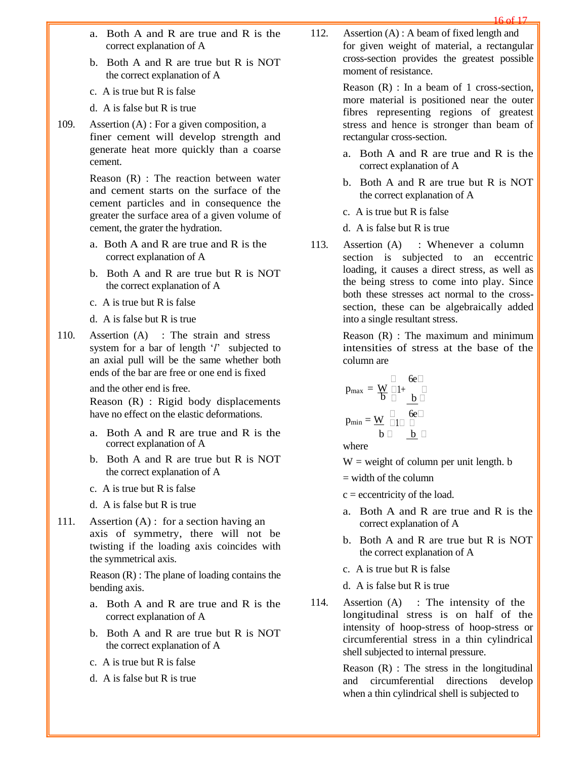a. Both A and R are true and R is the correct explanation of A

b. Both A and R are true but R is NOT the correct explanation of A

c. A is true but R is false

d. A is false but R is true

109. Assertion (A) : For a given composition, a finer cement will develop strength and generate heat more quickly than a coarse cement.

Reason (R) : The reaction between water and cement starts on the surface of the cement particles and in consequence the greater the surface area of a given volume of cement, the grater the hydration.

a. Both A and R are true and R is the correct explanation of A

b. Both A and R are true but R is NOT the correct explanation of A

c. A is true but R is false

d. A is false but R is true

110. Assertion (A) : The strain and stress system for a bar of length '$l$' subjected to an axial pull will be the same whether both ends of the bar are free or one end is fixed and the other end is free.

Reason (R) : Rigid body displacements have no effect on the elastic deformations.

a. Both A and R are true and R is the correct explanation of A

b. Both A and R are true but R is NOT the correct explanation of A

c. A is true but R is false

d. A is false but R is true

111. Assertion (A) : for a section having an axis of symmetry, there will not be twisting if the loading axis coincides with the symmetrical axis.

Reason (R) : The plane of loading contains the bending axis.

a. Both A and R are true and R is the correct explanation of A

b. Both A and R are true but R is NOT the correct explanation of A

c. A is true but R is false

d. A is false but R is true

112. Assertion (A) : A beam of fixed length and for given weight of material, a rectangular cross-section provides the greatest possible moment of resistance.

Reason (R) : In a beam of 1 cross-section, more material is positioned near the outer fibres representing regions of greatest stress and hence is stronger than beam of rectangular cross-section.

a. Both A and R are true and R is the correct explanation of A

b. Both A and R are true but R is NOT the correct explanation of A

c. A is true but R is false

d. A is false but R is true

113. Assertion (A) : Whenever a column section is subjected to an eccentric loading, it causes a direct stress, as well as the being stress to come into play. Since both these stresses act normal to the cross-section, these can be algebraically added into a single resultant stress.

Reason (R) : The maximum and minimum intensities of stress at the base of the column are

$$p_{max} = \frac{W}{b}\left(1 + \frac{6e}{b}\right)$$

$$p_{min} = \frac{W}{b}\left(1 - \frac{6e}{b}\right)$$

where

W = weight of column per unit length. b = width of the column

c = eccentricity of the load.

a. Both A and R are true and R is the correct explanation of A

b. Both A and R are true but R is NOT the correct explanation of A

c. A is true but R is false

d. A is false but R is true

114. Assertion (A) : The intensity of the longitudinal stress is on half of the intensity of hoop-stress or circumferential stress in a thin cylindrical shell subjected to internal pressure.

Reason (R) : The stress in the longitudinal and circumferential directions develop when a thin cylindrical shell is subjected to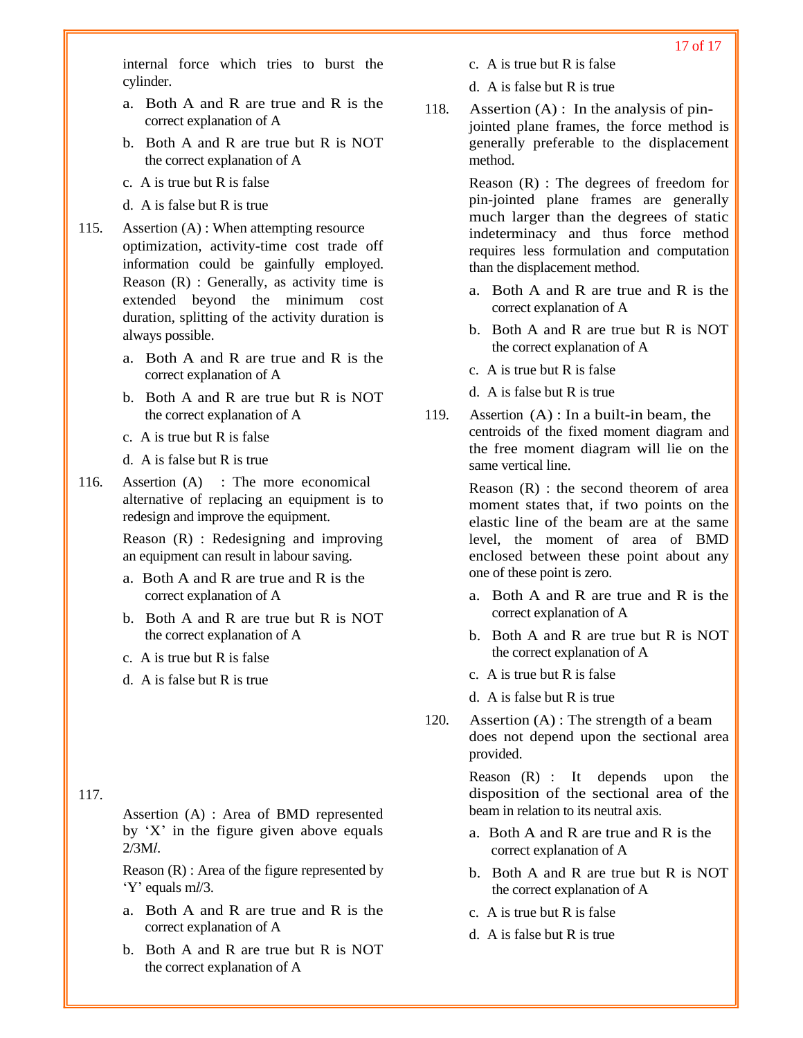internal force which tries to burst the cylinder.

a. Both A and R are true and R is the correct explanation of A

b. Both A and R are true but R is NOT the correct explanation of A

c. A is true but R is false

d. A is false but R is true

115. Assertion (A) : When attempting resource optimization, activity-time cost trade off information could be gainfully employed.
Reason (R) : Generally, as activity time is extended beyond the minimum cost duration, splitting of the activity duration is always possible.

a. Both A and R are true and R is the correct explanation of A

b. Both A and R are true but R is NOT the correct explanation of A

c. A is true but R is false

d. A is false but R is true

116. Assertion (A) : The more economical alternative of replacing an equipment is to redesign and improve the equipment.

Reason (R) : Redesigning and improving an equipment can result in labour saving.

a. Both A and R are true and R is the correct explanation of A

b. Both A and R are true but R is NOT the correct explanation of A

c. A is true but R is false

d. A is false but R is true

117.

Assertion (A) : Area of BMD represented by 'X' in the figure given above equals 2/3M*l*.

Reason (R) : Area of the figure represented by 'Y' equals m*l*/3.

a. Both A and R are true and R is the correct explanation of A

b. Both A and R are true but R is NOT the correct explanation of A

c. A is true but R is false

d. A is false but R is true

118. Assertion (A) : In the analysis of pin-jointed plane frames, the force method is generally preferable to the displacement method.

Reason (R) : The degrees of freedom for pin-jointed plane frames are generally much larger than the degrees of static indeterminacy and thus force method requires less formulation and computation than the displacement method.

a. Both A and R are true and R is the correct explanation of A

b. Both A and R are true but R is NOT the correct explanation of A

c. A is true but R is false

d. A is false but R is true

119. Assertion (A) : In a built-in beam, the centroids of the fixed moment diagram and the free moment diagram will lie on the same vertical line.

Reason (R) : the second theorem of area moment states that, if two points on the elastic line of the beam are at the same level, the moment of area of BMD enclosed between these point about any one of these point is zero.

a. Both A and R are true and R is the correct explanation of A

b. Both A and R are true but R is NOT the correct explanation of A

c. A is true but R is false

d. A is false but R is true

120. Assertion (A) : The strength of a beam does not depend upon the sectional area provided.

Reason (R) : It depends upon the disposition of the sectional area of the beam in relation to its neutral axis.

a. Both A and R are true and R is the correct explanation of A

b. Both A and R are true but R is NOT the correct explanation of A

c. A is true but R is false

d. A is false but R is true